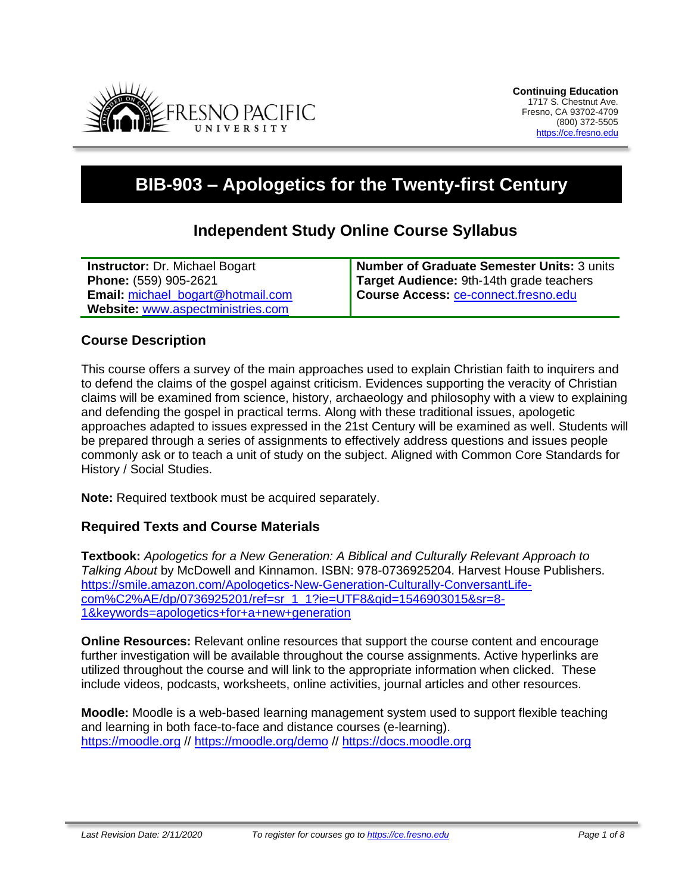**Continuing Education**
1717 S. Chestnut Ave.
Fresno, CA 93702-4709
(800) 372-5505
https://ce.fresno.edu

# BIB-903 – Apologetics for the Twenty-first Century

## Independent Study Online Course Syllabus

| | |
|---|---|
| **Instructor:** Dr. Michael Bogart<br>**Phone:** (559) 905-2621<br>**Email:** michael_bogart@hotmail.com<br>**Website:** www.aspectministries.com | **Number of Graduate Semester Units:** 3 units<br>**Target Audience:** 9th-14th grade teachers<br>**Course Access:** ce-connect.fresno.edu |

### Course Description

This course offers a survey of the main approaches used to explain Christian faith to inquirers and to defend the claims of the gospel against criticism. Evidences supporting the veracity of Christian claims will be examined from science, history, archaeology and philosophy with a view to explaining and defending the gospel in practical terms. Along with these traditional issues, apologetic approaches adapted to issues expressed in the 21st Century will be examined as well. Students will be prepared through a series of assignments to effectively address questions and issues people commonly ask or to teach a unit of study on the subject. Aligned with Common Core Standards for History / Social Studies.

**Note:** Required textbook must be acquired separately.

### Required Texts and Course Materials

**Textbook:** *Apologetics for a New Generation: A Biblical and Culturally Relevant Approach to Talking About* by McDowell and Kinnamon. ISBN: 978-0736925204. Harvest House Publishers. https://smile.amazon.com/Apologetics-New-Generation-Culturally-ConversantLife-com%C2%AE/dp/0736925201/ref=sr_1_1?ie=UTF8&qid=1546903015&sr=8-1&keywords=apologetics+for+a+new+generation

**Online Resources:** Relevant online resources that support the course content and encourage further investigation will be available throughout the course assignments. Active hyperlinks are utilized throughout the course and will link to the appropriate information when clicked. These include videos, podcasts, worksheets, online activities, journal articles and other resources.

**Moodle:** Moodle is a web-based learning management system used to support flexible teaching and learning in both face-to-face and distance courses (e-learning). https://moodle.org // https://moodle.org/demo // https://docs.moodle.org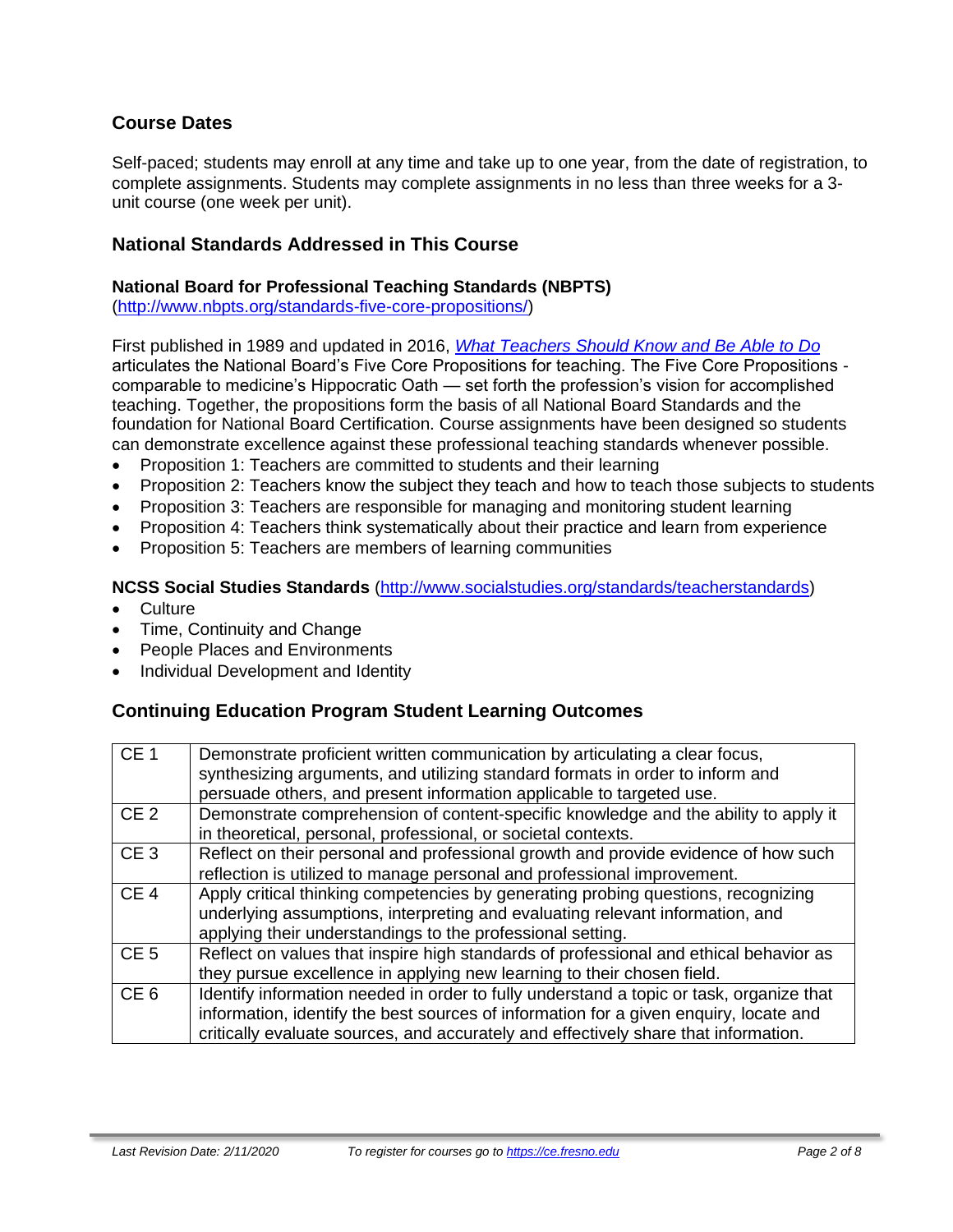## Course Dates

Self-paced; students may enroll at any time and take up to one year, from the date of registration, to complete assignments. Students may complete assignments in no less than three weeks for a 3-unit course (one week per unit).

## National Standards Addressed in This Course

### National Board for Professional Teaching Standards (NBPTS)

(http://www.nbpts.org/standards-five-core-propositions/)

First published in 1989 and updated in 2016, *What Teachers Should Know and Be Able to Do* articulates the National Board's Five Core Propositions for teaching. The Five Core Propositions - comparable to medicine's Hippocratic Oath — set forth the profession's vision for accomplished teaching. Together, the propositions form the basis of all National Board Standards and the foundation for National Board Certification. Course assignments have been designed so students can demonstrate excellence against these professional teaching standards whenever possible.

- Proposition 1: Teachers are committed to students and their learning
- Proposition 2: Teachers know the subject they teach and how to teach those subjects to students
- Proposition 3: Teachers are responsible for managing and monitoring student learning
- Proposition 4: Teachers think systematically about their practice and learn from experience
- Proposition 5: Teachers are members of learning communities

**NCSS Social Studies Standards** (http://www.socialstudies.org/standards/teacherstandards)

- Culture
- Time, Continuity and Change
- People Places and Environments
- Individual Development and Identity

## Continuing Education Program Student Learning Outcomes

| | |
|---|---|
| CE 1 | Demonstrate proficient written communication by articulating a clear focus, synthesizing arguments, and utilizing standard formats in order to inform and persuade others, and present information applicable to targeted use. |
| CE 2 | Demonstrate comprehension of content-specific knowledge and the ability to apply it in theoretical, personal, professional, or societal contexts. |
| CE 3 | Reflect on their personal and professional growth and provide evidence of how such reflection is utilized to manage personal and professional improvement. |
| CE 4 | Apply critical thinking competencies by generating probing questions, recognizing underlying assumptions, interpreting and evaluating relevant information, and applying their understandings to the professional setting. |
| CE 5 | Reflect on values that inspire high standards of professional and ethical behavior as they pursue excellence in applying new learning to their chosen field. |
| CE 6 | Identify information needed in order to fully understand a topic or task, organize that information, identify the best sources of information for a given enquiry, locate and critically evaluate sources, and accurately and effectively share that information. |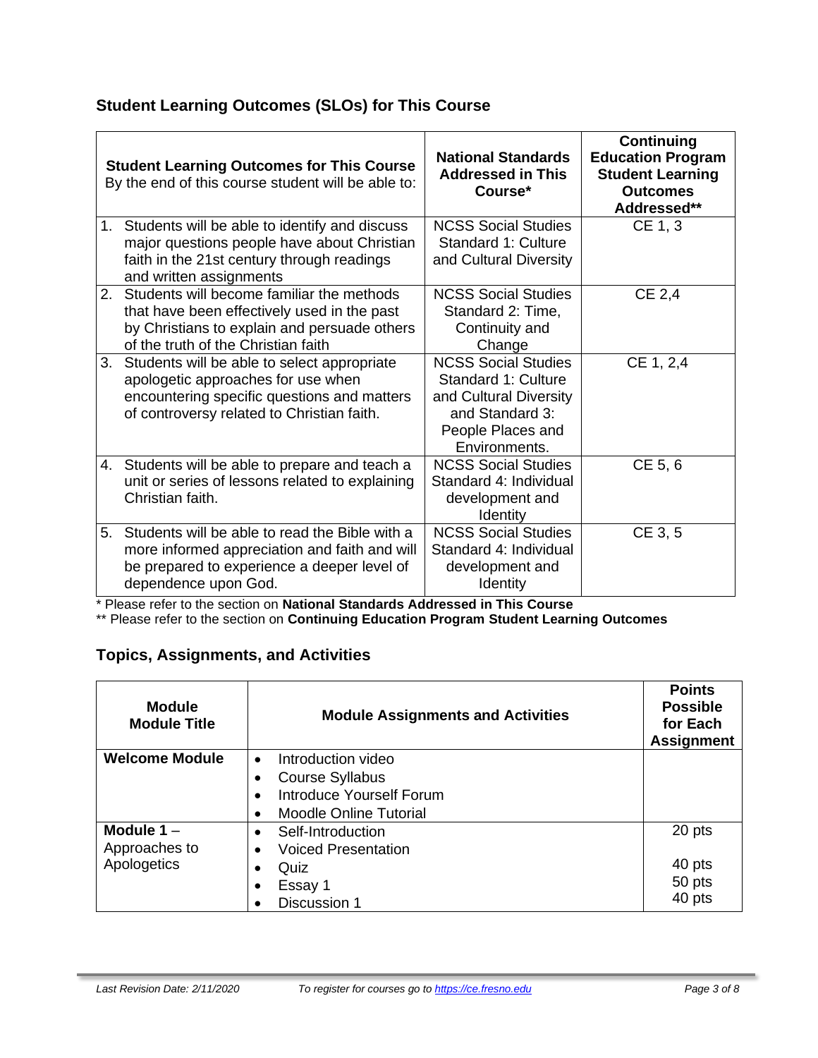## Student Learning Outcomes (SLOs) for This Course

| **Student Learning Outcomes for This Course** By the end of this course student will be able to: | **National Standards Addressed in This Course*** | **Continuing Education Program Student Learning Outcomes Addressed**** |
|---|---|---|
| 1. Students will be able to identify and discuss major questions people have about Christian faith in the 21st century through readings and written assignments | NCSS Social Studies Standard 1: Culture and Cultural Diversity | CE 1, 3 |
| 2. Students will become familiar the methods that have been effectively used in the past by Christians to explain and persuade others of the truth of the Christian faith | NCSS Social Studies Standard 2: Time, Continuity and Change | CE 2,4 |
| 3. Students will be able to select appropriate apologetic approaches for use when encountering specific questions and matters of controversy related to Christian faith. | NCSS Social Studies Standard 1: Culture and Cultural Diversity and Standard 3: People Places and Environments. | CE 1, 2,4 |
| 4. Students will be able to prepare and teach a unit or series of lessons related to explaining Christian faith. | NCSS Social Studies Standard 4: Individual development and Identity | CE 5, 6 |
| 5. Students will be able to read the Bible with a more informed appreciation and faith and will be prepared to experience a deeper level of dependence upon God. | NCSS Social Studies Standard 4: Individual development and Identity | CE 3, 5 |

* Please refer to the section on **National Standards Addressed in This Course**

** Please refer to the section on **Continuing Education Program Student Learning Outcomes**

## Topics, Assignments, and Activities

| **Module Module Title** | **Module Assignments and Activities** | **Points Possible for Each Assignment** |
|---|---|---|
| **Welcome Module** | • Introduction video<br>• Course Syllabus<br>• Introduce Yourself Forum<br>• Moodle Online Tutorial | |
| **Module 1** – Approaches to Apologetics | • Self-Introduction<br>• Voiced Presentation<br>• Quiz<br>• Essay 1<br>• Discussion 1 | 20 pts<br><br>40 pts<br>50 pts<br>40 pts |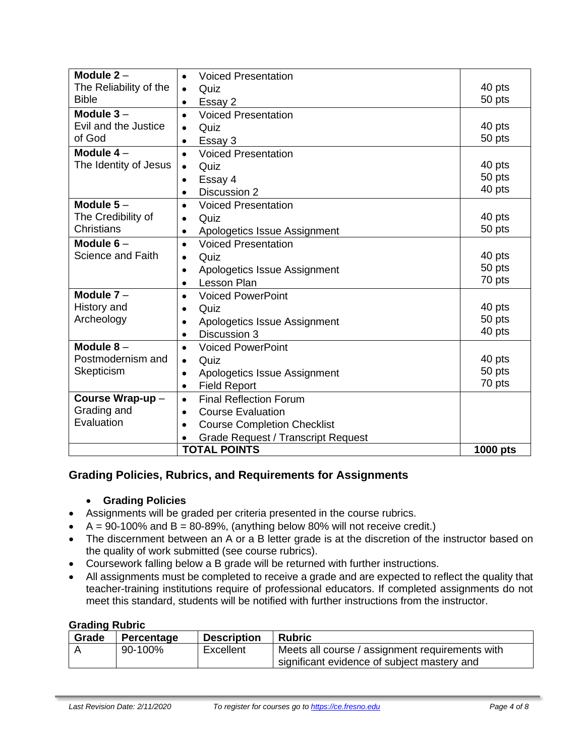| | | |
|---|---|---|
| **Module 2** – The Reliability of the Bible | • Voiced Presentation<br>• Quiz<br>• Essay 2 | <br>40 pts<br>50 pts |
| **Module 3** – Evil and the Justice of God | • Voiced Presentation<br>• Quiz<br>• Essay 3 | <br>40 pts<br>50 pts |
| **Module 4** – The Identity of Jesus | • Voiced Presentation<br>• Quiz<br>• Essay 4<br>• Discussion 2 | <br>40 pts<br>50 pts<br>40 pts |
| **Module 5** – The Credibility of Christians | • Voiced Presentation<br>• Quiz<br>• Apologetics Issue Assignment | <br>40 pts<br>50 pts |
| **Module 6** – Science and Faith | • Voiced Presentation<br>• Quiz<br>• Apologetics Issue Assignment<br>• Lesson Plan | <br>40 pts<br>50 pts<br>70 pts |
| **Module 7** – History and Archeology | • Voiced PowerPoint<br>• Quiz<br>• Apologetics Issue Assignment<br>• Discussion 3 | <br>40 pts<br>50 pts<br>40 pts |
| **Module 8** – Postmodernism and Skepticism | • Voiced PowerPoint<br>• Quiz<br>• Apologetics Issue Assignment<br>• Field Report | <br>40 pts<br>50 pts<br>70 pts |
| **Course Wrap-up** – Grading and Evaluation | • Final Reflection Forum<br>• Course Evaluation<br>• Course Completion Checklist<br>• Grade Request / Transcript Request | |
| | **TOTAL POINTS** | **1000 pts** |

## Grading Policies, Rubrics, and Requirements for Assignments

- **Grading Policies**
- Assignments will be graded per criteria presented in the course rubrics.
- A = 90-100% and B = 80-89%, (anything below 80% will not receive credit.)
- The discernment between an A or a B letter grade is at the discretion of the instructor based on the quality of work submitted (see course rubrics).
- Coursework falling below a B grade will be returned with further instructions.
- All assignments must be completed to receive a grade and are expected to reflect the quality that teacher-training institutions require of professional educators. If completed assignments do not meet this standard, students will be notified with further instructions from the instructor.

**Grading Rubric**

| Grade | Percentage | Description | Rubric |
|---|---|---|---|
| A | 90-100% | Excellent | Meets all course / assignment requirements with significant evidence of subject mastery and |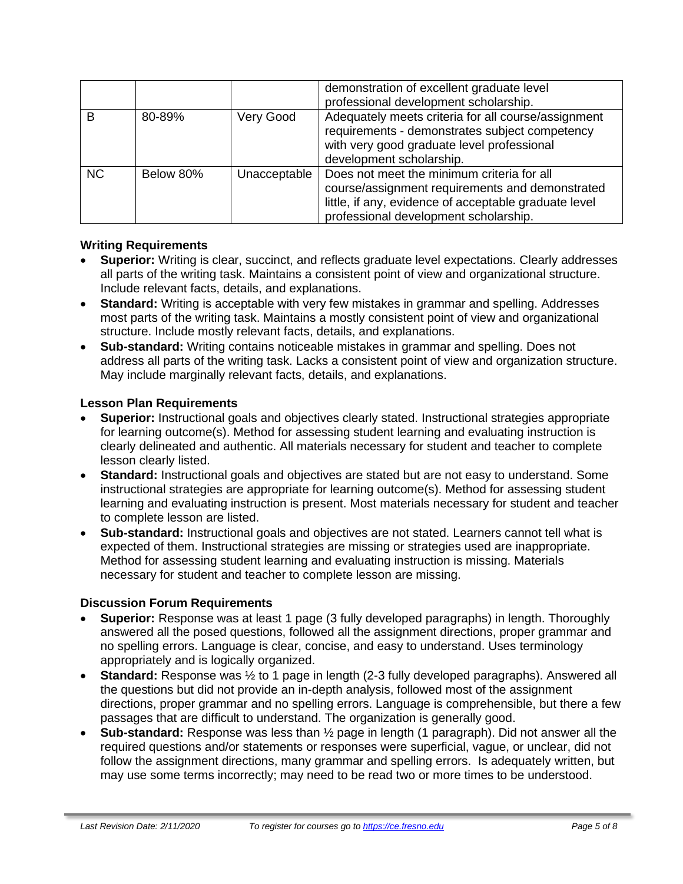| | | | |
|---|---|---|---|
| | | | demonstration of excellent graduate level professional development scholarship. |
| B | 80-89% | Very Good | Adequately meets criteria for all course/assignment requirements - demonstrates subject competency with very good graduate level professional development scholarship. |
| NC | Below 80% | Unacceptable | Does not meet the minimum criteria for all course/assignment requirements and demonstrated little, if any, evidence of acceptable graduate level professional development scholarship. |

### Writing Requirements

- **Superior:** Writing is clear, succinct, and reflects graduate level expectations. Clearly addresses all parts of the writing task. Maintains a consistent point of view and organizational structure. Include relevant facts, details, and explanations.
- **Standard:** Writing is acceptable with very few mistakes in grammar and spelling. Addresses most parts of the writing task. Maintains a mostly consistent point of view and organizational structure. Include mostly relevant facts, details, and explanations.
- **Sub-standard:** Writing contains noticeable mistakes in grammar and spelling. Does not address all parts of the writing task. Lacks a consistent point of view and organization structure. May include marginally relevant facts, details, and explanations.

### Lesson Plan Requirements

- **Superior:** Instructional goals and objectives clearly stated. Instructional strategies appropriate for learning outcome(s). Method for assessing student learning and evaluating instruction is clearly delineated and authentic. All materials necessary for student and teacher to complete lesson clearly listed.
- **Standard:** Instructional goals and objectives are stated but are not easy to understand. Some instructional strategies are appropriate for learning outcome(s). Method for assessing student learning and evaluating instruction is present. Most materials necessary for student and teacher to complete lesson are listed.
- **Sub-standard:** Instructional goals and objectives are not stated. Learners cannot tell what is expected of them. Instructional strategies are missing or strategies used are inappropriate. Method for assessing student learning and evaluating instruction is missing. Materials necessary for student and teacher to complete lesson are missing.

### Discussion Forum Requirements

- **Superior:** Response was at least 1 page (3 fully developed paragraphs) in length. Thoroughly answered all the posed questions, followed all the assignment directions, proper grammar and no spelling errors. Language is clear, concise, and easy to understand. Uses terminology appropriately and is logically organized.
- **Standard:** Response was ½ to 1 page in length (2-3 fully developed paragraphs). Answered all the questions but did not provide an in-depth analysis, followed most of the assignment directions, proper grammar and no spelling errors. Language is comprehensible, but there a few passages that are difficult to understand. The organization is generally good.
- **Sub-standard:** Response was less than ½ page in length (1 paragraph). Did not answer all the required questions and/or statements or responses were superficial, vague, or unclear, did not follow the assignment directions, many grammar and spelling errors. Is adequately written, but may use some terms incorrectly; may need to be read two or more times to be understood.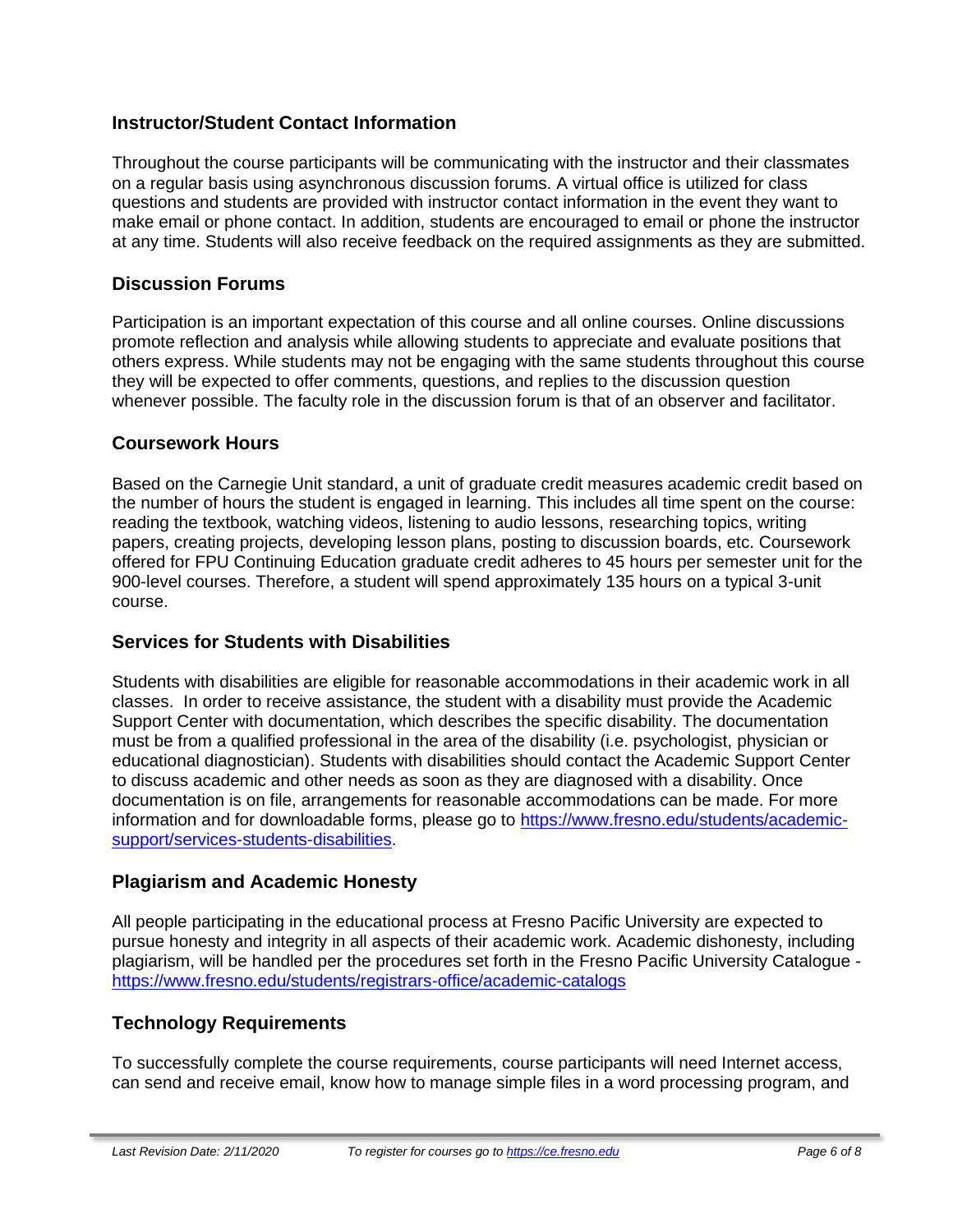## Instructor/Student Contact Information

Throughout the course participants will be communicating with the instructor and their classmates on a regular basis using asynchronous discussion forums. A virtual office is utilized for class questions and students are provided with instructor contact information in the event they want to make email or phone contact. In addition, students are encouraged to email or phone the instructor at any time. Students will also receive feedback on the required assignments as they are submitted.

## Discussion Forums

Participation is an important expectation of this course and all online courses. Online discussions promote reflection and analysis while allowing students to appreciate and evaluate positions that others express. While students may not be engaging with the same students throughout this course they will be expected to offer comments, questions, and replies to the discussion question whenever possible. The faculty role in the discussion forum is that of an observer and facilitator.

## Coursework Hours

Based on the Carnegie Unit standard, a unit of graduate credit measures academic credit based on the number of hours the student is engaged in learning. This includes all time spent on the course: reading the textbook, watching videos, listening to audio lessons, researching topics, writing papers, creating projects, developing lesson plans, posting to discussion boards, etc. Coursework offered for FPU Continuing Education graduate credit adheres to 45 hours per semester unit for the 900-level courses. Therefore, a student will spend approximately 135 hours on a typical 3-unit course.

## Services for Students with Disabilities

Students with disabilities are eligible for reasonable accommodations in their academic work in all classes. In order to receive assistance, the student with a disability must provide the Academic Support Center with documentation, which describes the specific disability. The documentation must be from a qualified professional in the area of the disability (i.e. psychologist, physician or educational diagnostician). Students with disabilities should contact the Academic Support Center to discuss academic and other needs as soon as they are diagnosed with a disability. Once documentation is on file, arrangements for reasonable accommodations can be made. For more information and for downloadable forms, please go to [https://www.fresno.edu/students/academic-support/services-students-disabilities](https://www.fresno.edu/students/academic-support/services-students-disabilities).

## Plagiarism and Academic Honesty

All people participating in the educational process at Fresno Pacific University are expected to pursue honesty and integrity in all aspects of their academic work. Academic dishonesty, including plagiarism, will be handled per the procedures set forth in the Fresno Pacific University Catalogue - [https://www.fresno.edu/students/registrars-office/academic-catalogs](https://www.fresno.edu/students/registrars-office/academic-catalogs)

## Technology Requirements

To successfully complete the course requirements, course participants will need Internet access, can send and receive email, know how to manage simple files in a word processing program, and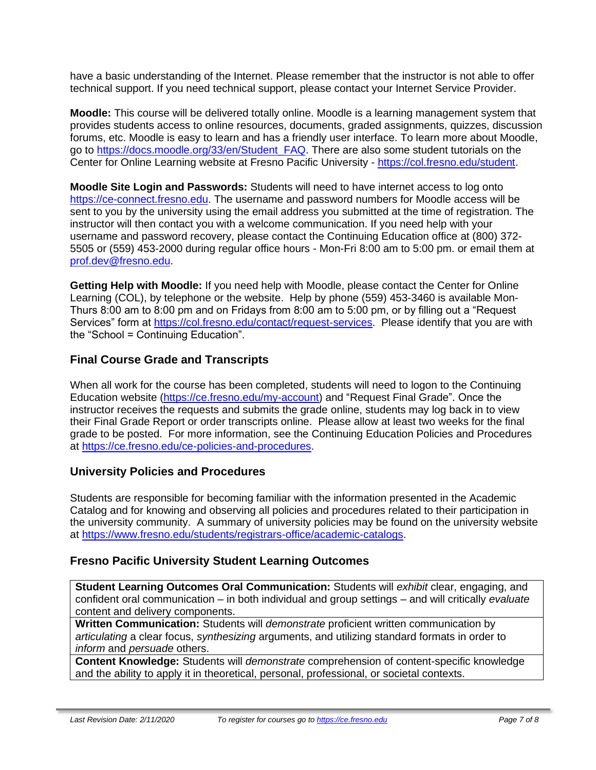have a basic understanding of the Internet. Please remember that the instructor is not able to offer technical support. If you need technical support, please contact your Internet Service Provider.

**Moodle:** This course will be delivered totally online. Moodle is a learning management system that provides students access to online resources, documents, graded assignments, quizzes, discussion forums, etc. Moodle is easy to learn and has a friendly user interface. To learn more about Moodle, go to https://docs.moodle.org/33/en/Student_FAQ. There are also some student tutorials on the Center for Online Learning website at Fresno Pacific University - https://col.fresno.edu/student.

**Moodle Site Login and Passwords:** Students will need to have internet access to log onto https://ce-connect.fresno.edu. The username and password numbers for Moodle access will be sent to you by the university using the email address you submitted at the time of registration. The instructor will then contact you with a welcome communication. If you need help with your username and password recovery, please contact the Continuing Education office at (800) 372-5505 or (559) 453-2000 during regular office hours - Mon-Fri 8:00 am to 5:00 pm. or email them at prof.dev@fresno.edu.

**Getting Help with Moodle:** If you need help with Moodle, please contact the Center for Online Learning (COL), by telephone or the website. Help by phone (559) 453-3460 is available Mon-Thurs 8:00 am to 8:00 pm and on Fridays from 8:00 am to 5:00 pm, or by filling out a "Request Services" form at https://col.fresno.edu/contact/request-services. Please identify that you are with the "School = Continuing Education".

## Final Course Grade and Transcripts

When all work for the course has been completed, students will need to logon to the Continuing Education website (https://ce.fresno.edu/my-account) and "Request Final Grade". Once the instructor receives the requests and submits the grade online, students may log back in to view their Final Grade Report or order transcripts online. Please allow at least two weeks for the final grade to be posted. For more information, see the Continuing Education Policies and Procedures at https://ce.fresno.edu/ce-policies-and-procedures.

## University Policies and Procedures

Students are responsible for becoming familiar with the information presented in the Academic Catalog and for knowing and observing all policies and procedures related to their participation in the university community. A summary of university policies may be found on the university website at https://www.fresno.edu/students/registrars-office/academic-catalogs.

## Fresno Pacific University Student Learning Outcomes

| **Student Learning Outcomes Oral Communication:** Students will *exhibit* clear, engaging, and confident oral communication – in both individual and group settings – and will critically *evaluate* content and delivery components. |
|---|
| **Written Communication:** Students will *demonstrate* proficient written communication by *articulating* a clear focus, *synthesizing* arguments, and utilizing standard formats in order to *inform* and *persuade* others. |
| **Content Knowledge:** Students will *demonstrate* comprehension of content-specific knowledge and the ability to apply it in theoretical, personal, professional, or societal contexts. |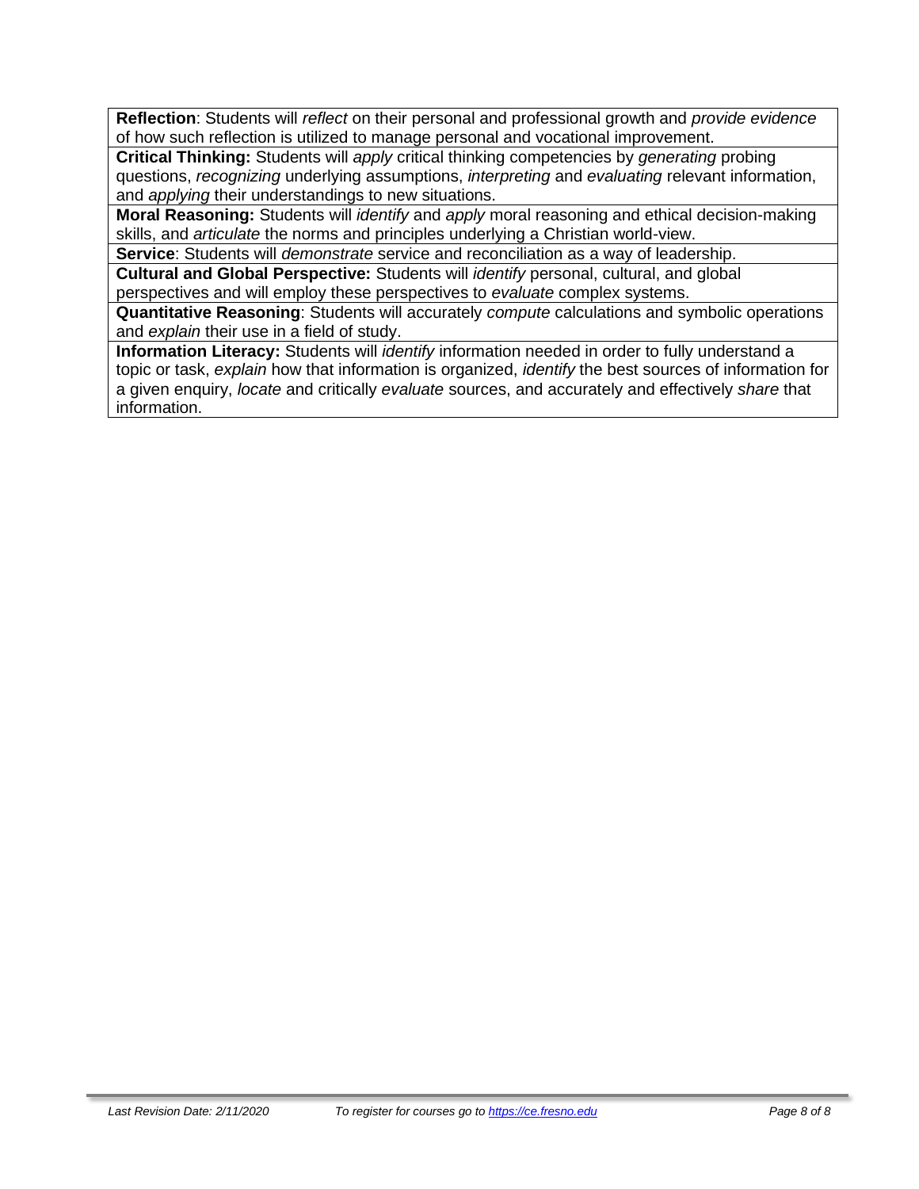| |
|---|
| **Reflection**: Students will *reflect* on their personal and professional growth and *provide evidence* of how such reflection is utilized to manage personal and vocational improvement. |
| **Critical Thinking:** Students will *apply* critical thinking competencies by *generating* probing questions, *recognizing* underlying assumptions, *interpreting* and *evaluating* relevant information, and *applying* their understandings to new situations. |
| **Moral Reasoning:** Students will *identify* and *apply* moral reasoning and ethical decision-making skills, and *articulate* the norms and principles underlying a Christian world-view. |
| **Service**: Students will *demonstrate* service and reconciliation as a way of leadership. |
| **Cultural and Global Perspective:** Students will *identify* personal, cultural, and global perspectives and will employ these perspectives to *evaluate* complex systems. |
| **Quantitative Reasoning**: Students will accurately *compute* calculations and symbolic operations and *explain* their use in a field of study. |
| **Information Literacy:** Students will *identify* information needed in order to fully understand a topic or task, *explain* how that information is organized, *identify* the best sources of information for a given enquiry, *locate* and critically *evaluate* sources, and accurately and effectively *share* that information. |